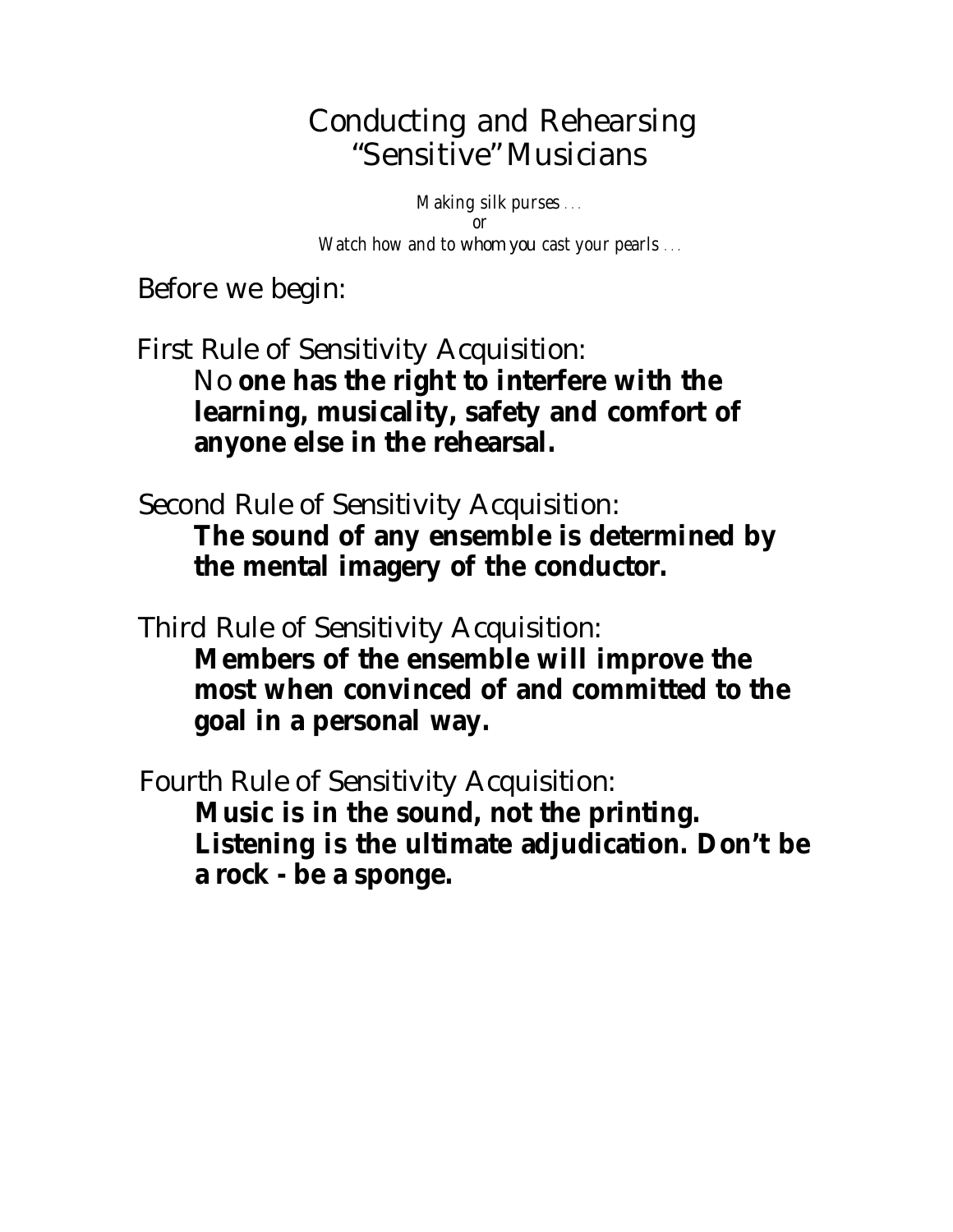# Conducting and Rehearsing "Sensitive" Musicians

*Making silk purses . . .*
*or*
*Watch how and to whom you cast your pearls . . .*

Before we begin:

First Rule of Sensitivity Acquisition:

> No **one has the right to interfere with the learning, musicality, safety and comfort of anyone else in the rehearsal.**

Second Rule of Sensitivity Acquisition:

> **The sound of any ensemble is determined by the mental imagery of the conductor.**

Third Rule of Sensitivity Acquisition:

> **Members of the ensemble will improve the most when convinced of and committed to the goal in a personal way.**

Fourth Rule of Sensitivity Acquisition:

> **Music is in the sound, not the printing. Listening is the ultimate adjudication. Don't be a rock - be a sponge.**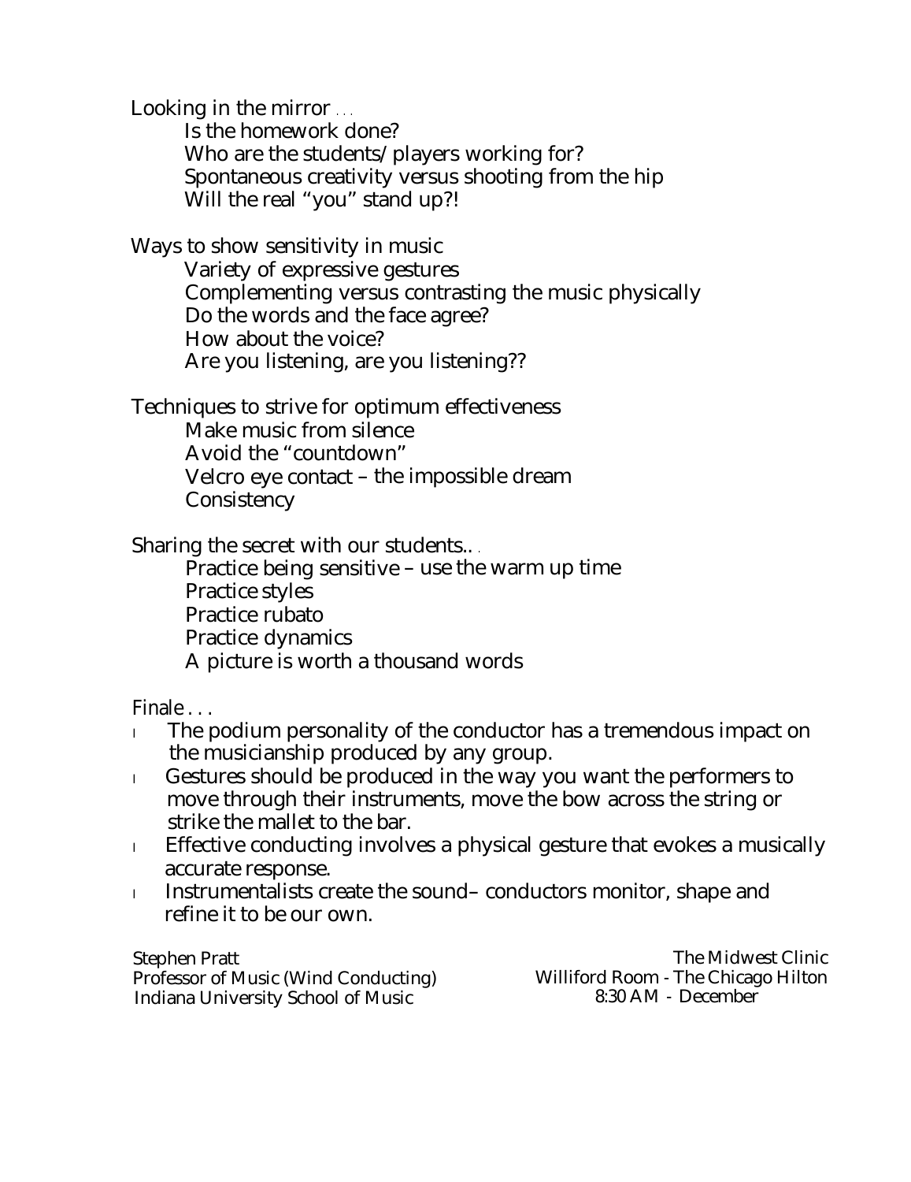Looking in the mirror . . .

- Is the homework done?
- Who are the students/players working for?
- Spontaneous creativity versus shooting from the hip
- Will the real "you" stand up?!

Ways to show sensitivity in music

- Variety of expressive gestures
- Complementing versus contrasting the music physically
- Do the words and the face agree?
- How about the voice?
- Are you listening, are you listening??

Techniques to strive for optimum effectiveness

- Make music from silence
- Avoid the "countdown"
- Velcro eye contact – the impossible dream
- Consistency

Sharing the secret with our students. . .

- Practice being sensitive – use the warm up time
- Practice styles
- Practice rubato
- Practice dynamics
- A picture is worth a thousand words

Finale . . .

- The podium personality of the conductor has a tremendous impact on the musicianship produced by any group.
- Gestures should be produced in the way you want the performers to move through their instruments, move the bow across the string or strike the mallet to the bar.
- Effective conducting involves a physical gesture that evokes a musically accurate response.
- Instrumentalists create the sound– conductors monitor, shape and refine it to be our own.

Stephen Pratt
Professor of Music (Wind Conducting)
Indiana University School of Music

The Midwest Clinic
Williford Room - The Chicago Hilton
8:30 AM - December